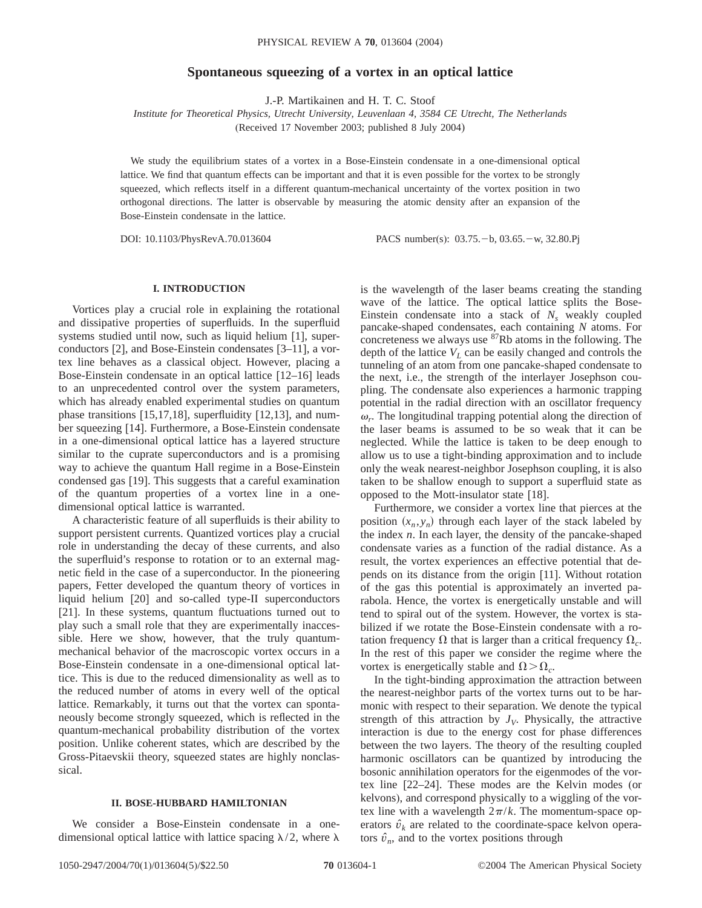# Spontaneous squeezing of a vortex in an optical lattice

J.-P. Martikainen and H. T. C. Stoof

*Institute for Theoretical Physics, Utrecht University, Leuvenlaan 4, 3584 CE Utrecht, The Netherlands*

(Received 17 November 2003; published 8 July 2004)

We study the equilibrium states of a vortex in a Bose-Einstein condensate in a one-dimensional optical lattice. We find that quantum effects can be important and that it is even possible for the vortex to be strongly squeezed, which reflects itself in a different quantum-mechanical uncertainty of the vortex position in two orthogonal directions. The latter is observable by measuring the atomic density after an expansion of the Bose-Einstein condensate in the lattice.

DOI: 10.1103/PhysRevA.70.013604 PACS number(s): 03.75.−b, 03.65.−w, 32.80.Pj

## I. INTRODUCTION

Vortices play a crucial role in explaining the rotational and dissipative properties of superfluids. In the superfluid systems studied until now, such as liquid helium [1], superconductors [2], and Bose-Einstein condensates [3–11], a vortex line behaves as a classical object. However, placing a Bose-Einstein condensate in an optical lattice [12–16] leads to an unprecedented control over the system parameters, which has already enabled experimental studies on quantum phase transitions [15,17,18], superfluidity [12,13], and number squeezing [14]. Furthermore, a Bose-Einstein condensate in a one-dimensional optical lattice has a layered structure similar to the cuprate superconductors and is a promising way to achieve the quantum Hall regime in a Bose-Einstein condensed gas [19]. This suggests that a careful examination of the quantum properties of a vortex line in a one-dimensional optical lattice is warranted.

A characteristic feature of all superfluids is their ability to support persistent currents. Quantized vortices play a crucial role in understanding the decay of these currents, and also the superfluid's response to rotation or to an external magnetic field in the case of a superconductor. In the pioneering papers, Fetter developed the quantum theory of vortices in liquid helium [20] and so-called type-II superconductors [21]. In these systems, quantum fluctuations turned out to play such a small role that they are experimentally inaccessible. Here we show, however, that the truly quantum-mechanical behavior of the macroscopic vortex occurs in a Bose-Einstein condensate in a one-dimensional optical lattice. This is due to the reduced dimensionality as well as to the reduced number of atoms in every well of the optical lattice. Remarkably, it turns out that the vortex can spontaneously become strongly squeezed, which is reflected in the quantum-mechanical probability distribution of the vortex position. Unlike coherent states, which are described by the Gross-Pitaevskii theory, squeezed states are highly nonclassical.

## II. BOSE-HUBBARD HAMILTONIAN

We consider a Bose-Einstein condensate in a one-dimensional optical lattice with lattice spacing $\lambda/2$, where $\lambda$ is the wavelength of the laser beams creating the standing wave of the lattice. The optical lattice splits the Bose-Einstein condensate into a stack of $N_s$ weakly coupled pancake-shaped condensates, each containing $N$ atoms. For concreteness we always use $^{87}$Rb atoms in the following. The depth of the lattice $V_L$ can be easily changed and controls the tunneling of an atom from one pancake-shaped condensate to the next, i.e., the strength of the interlayer Josephson coupling. The condensate also experiences a harmonic trapping potential in the radial direction with an oscillator frequency $\omega_r$. The longitudinal trapping potential along the direction of the laser beams is assumed to be so weak that it can be neglected. While the lattice is taken to be deep enough to allow us to use a tight-binding approximation and to include only the weak nearest-neighbor Josephson coupling, it is also taken to be shallow enough to support a superfluid state as opposed to the Mott-insulator state [18].

Furthermore, we consider a vortex line that pierces at the position $(x_n, y_n)$ through each layer of the stack labeled by the index $n$. In each layer, the density of the pancake-shaped condensate varies as a function of the radial distance. As a result, the vortex experiences an effective potential that depends on its distance from the origin [11]. Without rotation of the gas this potential is approximately an inverted parabola. Hence, the vortex is energetically unstable and will tend to spiral out of the system. However, the vortex is stabilized if we rotate the Bose-Einstein condensate with a rotation frequency $\Omega$ that is larger than a critical frequency $\Omega_c$. In the rest of this paper we consider the regime where the vortex is energetically stable and $\Omega > \Omega_c$.

In the tight-binding approximation the attraction between the nearest-neighbor parts of the vortex turns out to be harmonic with respect to their separation. We denote the typical strength of this attraction by $J_V$. Physically, the attractive interaction is due to the energy cost for phase differences between the two layers. The theory of the resulting coupled harmonic oscillators can be quantized by introducing the bosonic annihilation operators for the eigenmodes of the vortex line [22–24]. These modes are the Kelvin modes (or kelvons), and correspond physically to a wiggling of the vortex line with a wavelength $2\pi/k$. The momentum-space operators $\hat{v}_k$ are related to the coordinate-space kelvon operators $\hat{v}_n$, and to the vortex positions through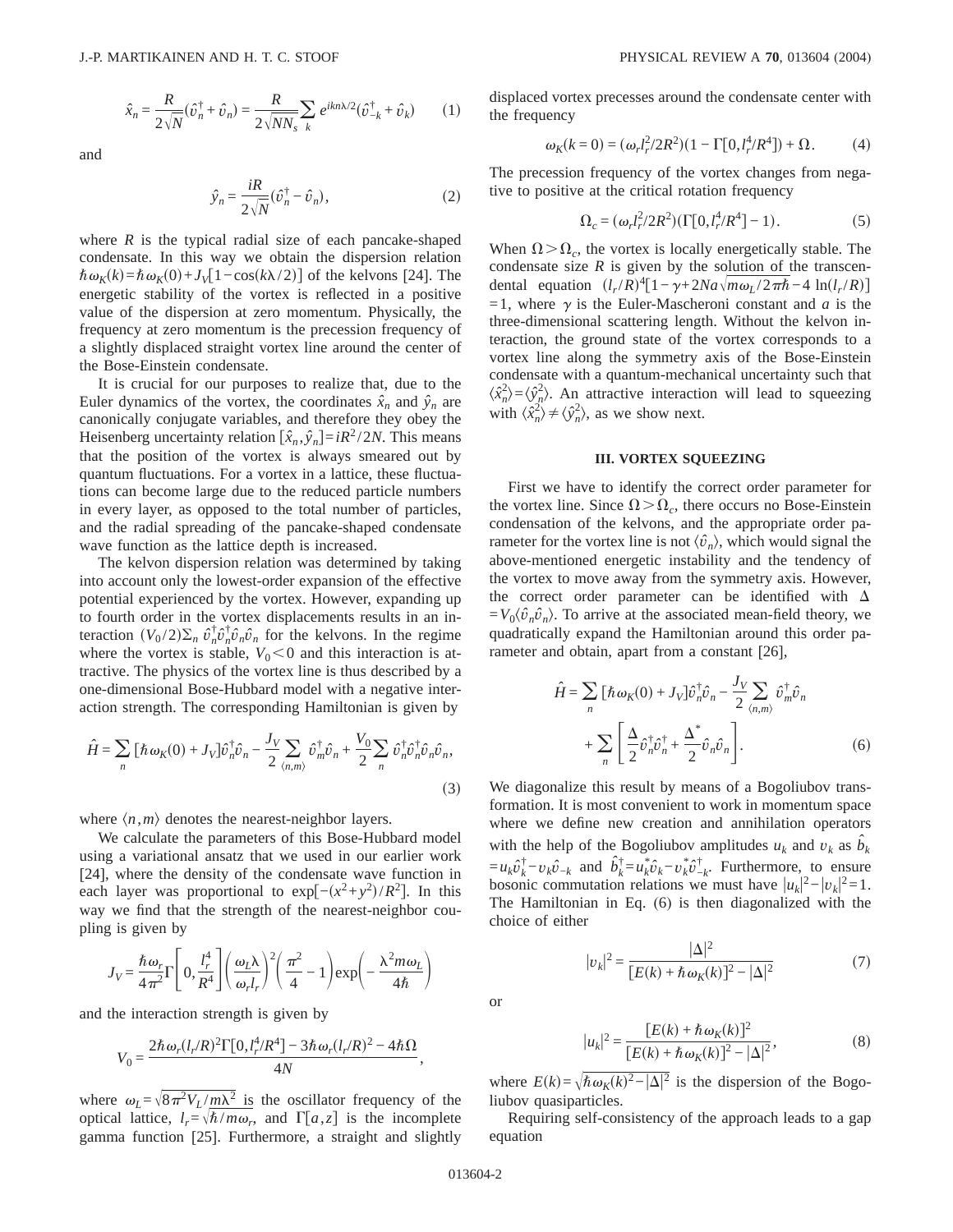$$\hat{x}_n = \frac{R}{2\sqrt{N}}(\hat{v}_n^\dagger + \hat{v}_n) = \frac{R}{2\sqrt{NN_s}}\sum_k e^{ikn\lambda/2}(\hat{v}_{-k}^\dagger + \hat{v}_k) \quad (1)$$

and

$$\hat{y}_n = \frac{iR}{2\sqrt{N}}(\hat{v}_n^\dagger - \hat{v}_n), \quad (2)$$

where $R$ is the typical radial size of each pancake-shaped condensate. In this way we obtain the dispersion relation $\hbar\omega_K(k) = \hbar\omega_K(0) + J_V[1-\cos(k\lambda/2)]$ of the kelvons [24]. The energetic stability of the vortex is reflected in a positive value of the dispersion at zero momentum. Physically, the frequency at zero momentum is the precession frequency of a slightly displaced straight vortex line around the center of the Bose-Einstein condensate.

It is crucial for our purposes to realize that, due to the Euler dynamics of the vortex, the coordinates $\hat{x}_n$ and $\hat{y}_n$ are canonically conjugate variables, and therefore they obey the Heisenberg uncertainty relation $[\hat{x}_n, \hat{y}_n] = iR^2/2N$. This means that the position of the vortex is always smeared out by quantum fluctuations. For a vortex in a lattice, these fluctuations can become large due to the reduced particle numbers in every layer, as opposed to the total number of particles, and the radial spreading of the pancake-shaped condensate wave function as the lattice depth is increased.

The kelvon dispersion relation was determined by taking into account only the lowest-order expansion of the effective potential experienced by the vortex. However, expanding up to fourth order in the vortex displacements results in an interaction $(V_0/2)\sum_n \hat{v}_n^\dagger\hat{v}_n^\dagger\hat{v}_n\hat{v}_n$ for the kelvons. In the regime where the vortex is stable, $V_0 < 0$ and this interaction is attractive. The physics of the vortex line is thus described by a one-dimensional Bose-Hubbard model with a negative interaction strength. The corresponding Hamiltonian is given by

$$\hat{H} = \sum_n [\hbar\omega_K(0) + J_V]\hat{v}_n^\dagger\hat{v}_n - \frac{J_V}{2}\sum_{\langle n,m\rangle}\hat{v}_m^\dagger\hat{v}_n + \frac{V_0}{2}\sum_n \hat{v}_n^\dagger\hat{v}_n^\dagger\hat{v}_n\hat{v}_n, \quad (3)$$

where $\langle n,m\rangle$ denotes the nearest-neighbor layers.

We calculate the parameters of this Bose-Hubbard model using a variational ansatz that we used in our earlier work [24], where the density of the condensate wave function in each layer was proportional to $\exp[-(x^2+y^2)/R^2]$. In this way we find that the strength of the nearest-neighbor coupling is given by

$$J_V = \frac{\hbar\omega_r}{4\pi^2}\Gamma\left[0, \frac{l_r^4}{R^4}\right]\left(\frac{\omega_L\lambda}{\omega_r l_r}\right)^2\left(\frac{\pi^2}{4} - 1\right)\exp\left(-\frac{\lambda^2 m\omega_L}{4\hbar}\right)$$

and the interaction strength is given by

$$V_0 = \frac{2\hbar\omega_r(l_r/R)^2\Gamma[0, l_r^4/R^4] - 3\hbar\omega_r(l_r/R)^2 - 4\hbar\Omega}{4N},$$

where $\omega_L = \sqrt{8\pi^2 V_L/m\lambda^2}$ is the oscillator frequency of the optical lattice, $l_r = \sqrt{\hbar/m\omega_r}$, and $\Gamma[a,z]$ is the incomplete gamma function [25]. Furthermore, a straight and slightly displaced vortex precesses around the condensate center with the frequency

$$\omega_K(k=0) = (\omega_r l_r^2/2R^2)(1 - \Gamma[0, l_r^4/R^4]) + \Omega. \quad (4)$$

The precession frequency of the vortex changes from negative to positive at the critical rotation frequency

$$\Omega_c = (\omega_r l_r^2/2R^2)(\Gamma[0, l_r^4/R^4] - 1). \quad (5)$$

When $\Omega > \Omega_c$, the vortex is locally energetically stable. The condensate size $R$ is given by the solution of the transcendental equation $(l_r/R)^4[1-\gamma+2Na\sqrt{m\omega_L/2\pi\hbar} - 4\ln(l_r/R)] = 1$, where $\gamma$ is the Euler-Mascheroni constant and $a$ is the three-dimensional scattering length. Without the kelvon interaction, the ground state of the vortex corresponds to a vortex line along the symmetry axis of the Bose-Einstein condensate with a quantum-mechanical uncertainty such that $\langle\hat{x}_n^2\rangle = \langle\hat{y}_n^2\rangle$. An attractive interaction will lead to squeezing with $\langle\hat{x}_n^2\rangle \neq \langle\hat{y}_n^2\rangle$, as we show next.

## III. VORTEX SQUEEZING

First we have to identify the correct order parameter for the vortex line. Since $\Omega > \Omega_c$, there occurs no Bose-Einstein condensation of the kelvons, and the appropriate order parameter for the vortex line is not $\langle\hat{v}_n\rangle$, which would signal the above-mentioned energetic instability and the tendency of the vortex to move away from the symmetry axis. However, the correct order parameter can be identified with $\Delta = V_0\langle\hat{v}_n\hat{v}_n\rangle$. To arrive at the associated mean-field theory, we quadratically expand the Hamiltonian around this order parameter and obtain, apart from a constant [26],

$$\hat{H} = \sum_n [\hbar\omega_K(0) + J_V]\hat{v}_n^\dagger\hat{v}_n - \frac{J_V}{2}\sum_{\langle n,m\rangle}\hat{v}_m^\dagger\hat{v}_n + \sum_n\left[\frac{\Delta}{2}\hat{v}_n^\dagger\hat{v}_n^\dagger + \frac{\Delta^*}{2}\hat{v}_n\hat{v}_n\right]. \quad (6)$$

We diagonalize this result by means of a Bogoliubov transformation. It is most convenient to work in momentum space where we define new creation and annihilation operators with the help of the Bogoliubov amplitudes $u_k$ and $v_k$ as $\hat{b}_k = u_k\hat{v}_k^\dagger - v_k\hat{v}_{-k}$ and $\hat{b}_k^\dagger = u_k^*\hat{v}_k - v_k^*\hat{v}_{-k}^\dagger$. Furthermore, to ensure bosonic commutation relations we must have $|u_k|^2 - |v_k|^2 = 1$. The Hamiltonian in Eq. (6) is then diagonalized with the choice of either

$$|v_k|^2 = \frac{|\Delta|^2}{[E(k) + \hbar\omega_K(k)]^2 - |\Delta|^2} \quad (7)$$

or

$$|u_k|^2 = \frac{[E(k) + \hbar\omega_K(k)]^2}{[E(k) + \hbar\omega_K(k)]^2 - |\Delta|^2}, \quad (8)$$

where $E(k) = \sqrt{\hbar\omega_K(k)^2 - |\Delta|^2}$ is the dispersion of the Bogoliubov quasiparticles.

Requiring self-consistency of the approach leads to a gap equation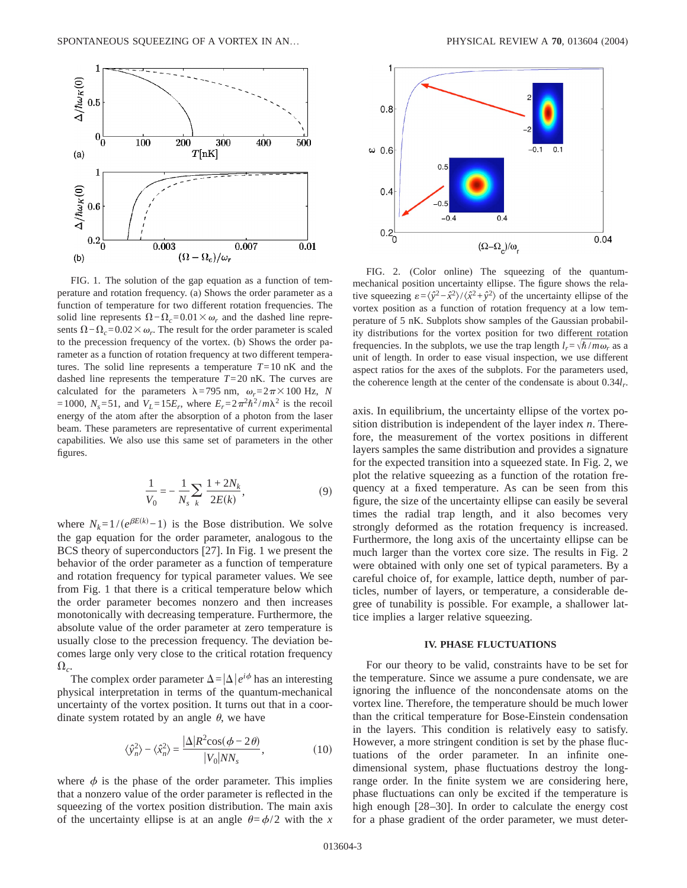FIG. 1. The solution of the gap equation as a function of temperature and rotation frequency. (a) Shows the order parameter as a function of temperature for two different rotation frequencies. The solid line represents $\Omega - \Omega_c = 0.01 \times \omega_r$ and the dashed line represents $\Omega - \Omega_c = 0.02 \times \omega_r$. The result for the order parameter is scaled to the precession frequency of the vortex. (b) Shows the order parameter as a function of rotation frequency at two different temperatures. The solid line represents a temperature $T = 10$ nK and the dashed line represents the temperature $T = 20$ nK. The curves are calculated for the parameters $\lambda = 795$ nm, $\omega_r = 2\pi \times 100$ Hz, $N = 1000$, $N_s = 51$, and $V_L = 15E_r$, where $E_r = 2\pi^2\hbar^2/m\lambda^2$ is the recoil energy of the atom after the absorption of a photon from the laser beam. These parameters are representative of current experimental capabilities. We also use this same set of parameters in the other figures.

$$\frac{1}{V_0} = -\frac{1}{N_s}\sum_k \frac{1 + 2N_k}{2E(k)}, \tag{9}$$

where $N_k = 1/(e^{\beta E(k)} - 1)$ is the Bose distribution. We solve the gap equation for the order parameter, analogous to the BCS theory of superconductors [27]. In Fig. 1 we present the behavior of the order parameter as a function of temperature and rotation frequency for typical parameter values. We see from Fig. 1 that there is a critical temperature below which the order parameter becomes nonzero and then increases monotonically with decreasing temperature. Furthermore, the absolute value of the order parameter at zero temperature is usually close to the precession frequency. The deviation becomes large only very close to the critical rotation frequency $\Omega_c$.

The complex order parameter $\Delta = |\Delta| e^{i\phi}$ has an interesting physical interpretation in terms of the quantum-mechanical uncertainty of the vortex position. It turns out that in a coordinate system rotated by an angle $\theta$, we have

$$\langle \hat{y}_n^2 \rangle - \langle \hat{x}_n^2 \rangle = \frac{|\Delta| R^2 \cos(\phi - 2\theta)}{|V_0| N N_s}, \tag{10}$$

where $\phi$ is the phase of the order parameter. This implies that a nonzero value of the order parameter is reflected in the squeezing of the vortex position distribution. The main axis of the uncertainty ellipse is at an angle $\theta = \phi/2$ with the $x$ axis. In equilibrium, the uncertainty ellipse of the vortex position distribution is independent of the layer index $n$. Therefore, the measurement of the vortex positions in different layers samples the same distribution and provides a signature for the expected transition into a squeezed state. In Fig. 2, we plot the relative squeezing as a function of the rotation frequency at a fixed temperature. As can be seen from this figure, the size of the uncertainty ellipse can easily be several times the radial trap length, and it also becomes very strongly deformed as the rotation frequency is increased. Furthermore, the long axis of the uncertainty ellipse can be much larger than the vortex core size. The results in Fig. 2 were obtained with only one set of typical parameters. By a careful choice of, for example, lattice depth, number of particles, number of layers, or temperature, a considerable degree of tunability is possible. For example, a shallower lattice implies a larger relative squeezing.

FIG. 2. (Color online) The squeezing of the quantum-mechanical position uncertainty ellipse. The figure shows the relative squeezing $\varepsilon = \langle \hat{y}^2 - \hat{x}^2 \rangle / \langle \hat{x}^2 + \hat{y}^2 \rangle$ of the uncertainty ellipse of the vortex position as a function of rotation frequency at a low temperature of 5 nK. Subplots show samples of the Gaussian probability distributions for the vortex position for two different rotation frequencies. In the subplots, we use the trap length $l_r = \sqrt{\hbar/m\omega_r}$ as a unit of length. In order to ease visual inspection, we use different aspect ratios for the axes of the subplots. For the parameters used, the coherence length at the center of the condensate is about $0.34 l_r$.

## IV. PHASE FLUCTUATIONS

For our theory to be valid, constraints have to be set for the temperature. Since we assume a pure condensate, we are ignoring the influence of the noncondensate atoms on the vortex line. Therefore, the temperature should be much lower than the critical temperature for Bose-Einstein condensation in the layers. This condition is relatively easy to satisfy. However, a more stringent condition is set by the phase fluctuations of the order parameter. In an infinite one-dimensional system, phase fluctuations destroy the long-range order. In the finite system we are considering here, phase fluctuations can only be excited if the temperature is high enough [28–30]. In order to calculate the energy cost for a phase gradient of the order parameter, we must deter-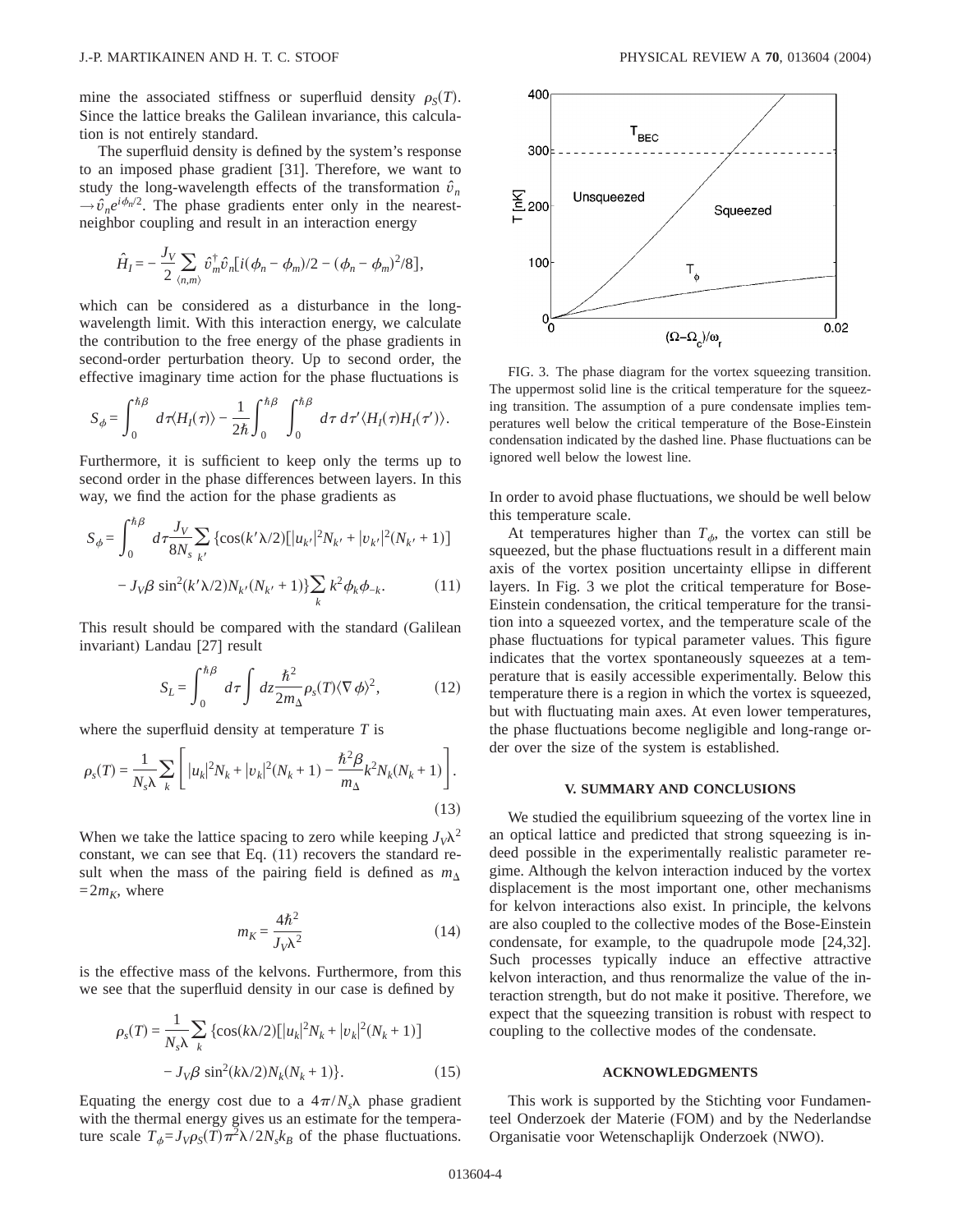mine the associated stiffness or superfluid density $\rho_S(T)$. Since the lattice breaks the Galilean invariance, this calculation is not entirely standard.

The superfluid density is defined by the system's response to an imposed phase gradient [31]. Therefore, we want to study the long-wavelength effects of the transformation $\hat{v}_n \to \hat{v}_n e^{i\phi_n/2}$. The phase gradients enter only in the nearest-neighbor coupling and result in an interaction energy

$$\hat{H}_I = -\frac{J_V}{2}\sum_{\langle n,m\rangle} \hat{v}_m^\dagger \hat{v}_n[i(\phi_n - \phi_m)/2 - (\phi_n - \phi_m)^2/8],$$

which can be considered as a disturbance in the long-wavelength limit. With this interaction energy, we calculate the contribution to the free energy of the phase gradients in second-order perturbation theory. Up to second order, the effective imaginary time action for the phase fluctuations is

$$S_\phi = \int_0^{\hbar\beta} d\tau \langle H_I(\tau)\rangle - \frac{1}{2\hbar}\int_0^{\hbar\beta}\int_0^{\hbar\beta} d\tau\, d\tau' \langle H_I(\tau) H_I(\tau')\rangle .$$

Furthermore, it is sufficient to keep only the terms up to second order in the phase differences between layers. In this way, we find the action for the phase gradients as

$$S_\phi = \int_0^{\hbar\beta} d\tau \frac{J_V}{8N_s}\sum_{k'} \{\cos(k'\lambda/2)[|u_{k'}|^2 N_{k'} + |v_{k'}|^2 (N_{k'}+1)] - J_V\beta \sin^2(k'\lambda/2) N_{k'}(N_{k'}+1)\}\sum_k k^2 \phi_k \phi_{-k}. \quad (11)$$

This result should be compared with the standard (Galilean invariant) Landau [27] result

$$S_L = \int_0^{\hbar\beta} d\tau \int dz \frac{\hbar^2}{2m_\Delta}\rho_s(T)\langle \nabla\phi\rangle^2, \quad (12)$$

where the superfluid density at temperature $T$ is

$$\rho_s(T) = \frac{1}{N_s\lambda}\sum_k \left[ |u_k|^2 N_k + |v_k|^2 (N_k+1) - \frac{\hbar^2\beta}{m_\Delta} k^2 N_k (N_k+1)\right]. \quad (13)$$

When we take the lattice spacing to zero while keeping $J_V\lambda^2$ constant, we can see that Eq. (11) recovers the standard result when the mass of the pairing field is defined as $m_\Delta = 2m_K$, where

$$m_K = \frac{4\hbar^2}{J_V\lambda^2} \quad (14)$$

is the effective mass of the kelvons. Furthermore, from this we see that the superfluid density in our case is defined by

$$\rho_s(T) = \frac{1}{N_s\lambda}\sum_k \{\cos(k\lambda/2)[|u_k|^2 N_k + |v_k|^2 (N_k+1)] - J_V\beta \sin^2(k\lambda/2) N_k (N_k+1)\}. \quad (15)$$

Equating the energy cost due to a $4\pi/N_s\lambda$ phase gradient with the thermal energy gives us an estimate for the temperature scale $T_\phi = J_V\rho_S(T)\pi^2\lambda/2N_s k_B$ of the phase fluctuations.

T [nK]
400
300
200
100
0
T_BEC
Unsqueezed
Squeezed
T_φ
0
0.02
(Ω−Ω_c)/ω_r

FIG. 3. The phase diagram for the vortex squeezing transition. The uppermost solid line is the critical temperature for the squeezing transition. The assumption of a pure condensate implies temperatures well below the critical temperature of the Bose-Einstein condensation indicated by the dashed line. Phase fluctuations can be ignored well below the lowest line.

In order to avoid phase fluctuations, we should be well below this temperature scale.

At temperatures higher than $T_\phi$, the vortex can still be squeezed, but the phase fluctuations result in a different main axis of the vortex position uncertainty ellipse in different layers. In Fig. 3 we plot the critical temperature for Bose-Einstein condensation, the critical temperature for the transition into a squeezed vortex, and the temperature scale of the phase fluctuations for typical parameter values. This figure indicates that the vortex spontaneously squeezes at a temperature that is easily accessible experimentally. Below this temperature there is a region in which the vortex is squeezed, but with fluctuating main axes. At even lower temperatures, the phase fluctuations become negligible and long-range order over the size of the system is established.

## V. SUMMARY AND CONCLUSIONS

We studied the equilibrium squeezing of the vortex line in an optical lattice and predicted that strong squeezing is indeed possible in the experimentally realistic parameter regime. Although the kelvon interaction induced by the vortex displacement is the most important one, other mechanisms for kelvon interactions also exist. In principle, the kelvons are also coupled to the collective modes of the Bose-Einstein condensate, for example, to the quadrupole mode [24,32]. Such processes typically induce an effective attractive kelvon interaction, and thus renormalize the value of the interaction strength, but do not make it positive. Therefore, we expect that the squeezing transition is robust with respect to coupling to the collective modes of the condensate.

## ACKNOWLEDGMENTS

This work is supported by the Stichting voor Fundamenteel Onderzoek der Materie (FOM) and by the Nederlandse Organisatie voor Wetenschaplijk Onderzoek (NWO).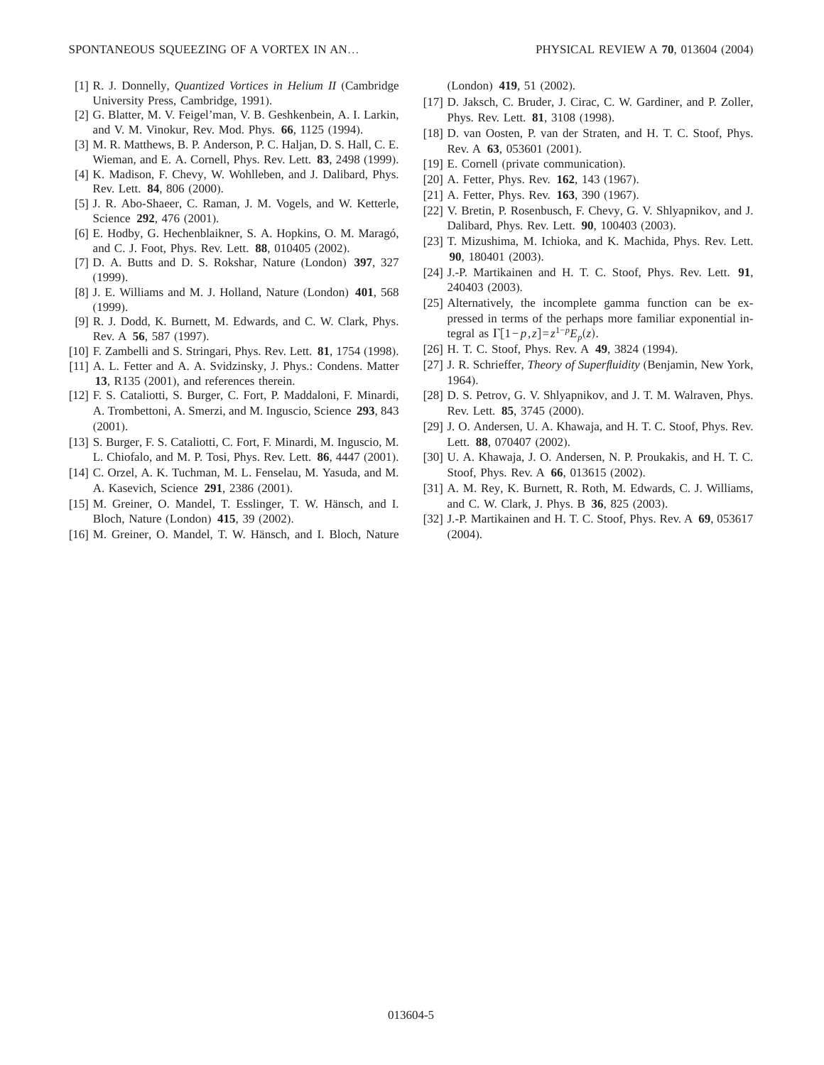[1] R. J. Donnelly, *Quantized Vortices in Helium II* (Cambridge University Press, Cambridge, 1991).

[2] G. Blatter, M. V. Feigel'man, V. B. Geshkenbein, A. I. Larkin, and V. M. Vinokur, Rev. Mod. Phys. **66**, 1125 (1994).

[3] M. R. Matthews, B. P. Anderson, P. C. Haljan, D. S. Hall, C. E. Wieman, and E. A. Cornell, Phys. Rev. Lett. **83**, 2498 (1999).

[4] K. Madison, F. Chevy, W. Wohlleben, and J. Dalibard, Phys. Rev. Lett. **84**, 806 (2000).

[5] J. R. Abo-Shaeer, C. Raman, J. M. Vogels, and W. Ketterle, Science **292**, 476 (2001).

[6] E. Hodby, G. Hechenblaikner, S. A. Hopkins, O. M. Maragó, and C. J. Foot, Phys. Rev. Lett. **88**, 010405 (2002).

[7] D. A. Butts and D. S. Rokshar, Nature (London) **397**, 327 (1999).

[8] J. E. Williams and M. J. Holland, Nature (London) **401**, 568 (1999).

[9] R. J. Dodd, K. Burnett, M. Edwards, and C. W. Clark, Phys. Rev. A **56**, 587 (1997).

[10] F. Zambelli and S. Stringari, Phys. Rev. Lett. **81**, 1754 (1998).

[11] A. L. Fetter and A. A. Svidzinsky, J. Phys.: Condens. Matter **13**, R135 (2001), and references therein.

[12] F. S. Cataliotti, S. Burger, C. Fort, P. Maddaloni, F. Minardi, A. Trombettoni, A. Smerzi, and M. Inguscio, Science **293**, 843 (2001).

[13] S. Burger, F. S. Cataliotti, C. Fort, F. Minardi, M. Inguscio, M. L. Chiofalo, and M. P. Tosi, Phys. Rev. Lett. **86**, 4447 (2001).

[14] C. Orzel, A. K. Tuchman, M. L. Fenselau, M. Yasuda, and M. A. Kasevich, Science **291**, 2386 (2001).

[15] M. Greiner, O. Mandel, T. Esslinger, T. W. Hänsch, and I. Bloch, Nature (London) **415**, 39 (2002).

[16] M. Greiner, O. Mandel, T. W. Hänsch, and I. Bloch, Nature (London) **419**, 51 (2002).

[17] D. Jaksch, C. Bruder, J. Cirac, C. W. Gardiner, and P. Zoller, Phys. Rev. Lett. **81**, 3108 (1998).

[18] D. van Oosten, P. van der Straten, and H. T. C. Stoof, Phys. Rev. A **63**, 053601 (2001).

[19] E. Cornell (private communication).

[20] A. Fetter, Phys. Rev. **162**, 143 (1967).

[21] A. Fetter, Phys. Rev. **163**, 390 (1967).

[22] V. Bretin, P. Rosenbusch, F. Chevy, G. V. Shlyapnikov, and J. Dalibard, Phys. Rev. Lett. **90**, 100403 (2003).

[23] T. Mizushima, M. Ichioka, and K. Machida, Phys. Rev. Lett. **90**, 180401 (2003).

[24] J.-P. Martikainen and H. T. C. Stoof, Phys. Rev. Lett. **91**, 240403 (2003).

[25] Alternatively, the incomplete gamma function can be expressed in terms of the perhaps more familiar exponential integral as $\Gamma[1-p,z]=z^{1-p}E_p(z)$.

[26] H. T. C. Stoof, Phys. Rev. A **49**, 3824 (1994).

[27] J. R. Schrieffer, *Theory of Superfluidity* (Benjamin, New York, 1964).

[28] D. S. Petrov, G. V. Shlyapnikov, and J. T. M. Walraven, Phys. Rev. Lett. **85**, 3745 (2000).

[29] J. O. Andersen, U. A. Khawaja, and H. T. C. Stoof, Phys. Rev. Lett. **88**, 070407 (2002).

[30] U. A. Khawaja, J. O. Andersen, N. P. Proukakis, and H. T. C. Stoof, Phys. Rev. A **66**, 013615 (2002).

[31] A. M. Rey, K. Burnett, R. Roth, M. Edwards, C. J. Williams, and C. W. Clark, J. Phys. B **36**, 825 (2003).

[32] J.-P. Martikainen and H. T. C. Stoof, Phys. Rev. A **69**, 053617 (2004).